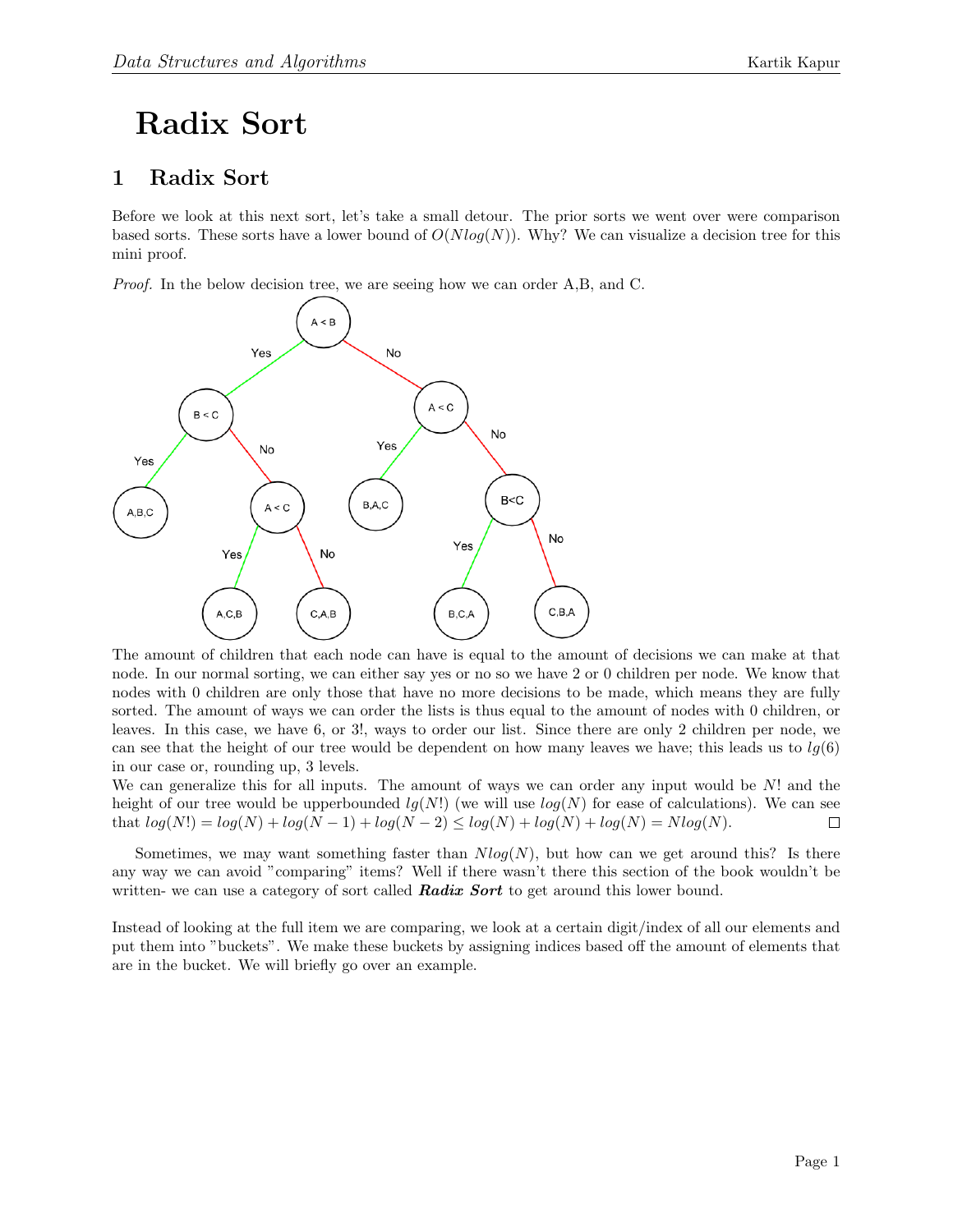# Radix Sort

## 1 Radix Sort

Before we look at this next sort, let's take a small detour. The prior sorts we went over were comparison based sorts. These sorts have a lower bound of $O(Nlog(N))$. Why? We can visualize a decision tree for this mini proof.

*Proof.* In the below decision tree, we are seeing how we can order A,B, and C.

The amount of children that each node can have is equal to the amount of decisions we can make at that node. In our normal sorting, we can either say yes or no so we have 2 or 0 children per node. We know that nodes with 0 children are only those that have no more decisions to be made, which means they are fully sorted. The amount of ways we can order the lists is thus equal to the amount of nodes with 0 children, or leaves. In this case, we have 6, or 3!, ways to order our list. Since there are only 2 children per node, we can see that the height of our tree would be dependent on how many leaves we have; this leads us to $lg(6)$ in our case or, rounding up, 3 levels.
We can generalize this for all inputs. The amount of ways we can order any input would be $N!$ and the height of our tree would be upperbounded $lg(N!)$ (we will use $log(N)$ for ease of calculations). We can see that $log(N!) = log(N) + log(N-1) + log(N-2) \leq log(N) + log(N) + log(N) = Nlog(N)$. □

Sometimes, we may want something faster than $Nlog(N)$, but how can we get around this? Is there any way we can avoid "comparing" items? Well if there wasn't there this section of the book wouldn't be written- we can use a category of sort called ***Radix Sort*** to get around this lower bound.

Instead of looking at the full item we are comparing, we look at a certain digit/index of all our elements and put them into "buckets". We make these buckets by assigning indices based off the amount of elements that are in the bucket. We will briefly go over an example.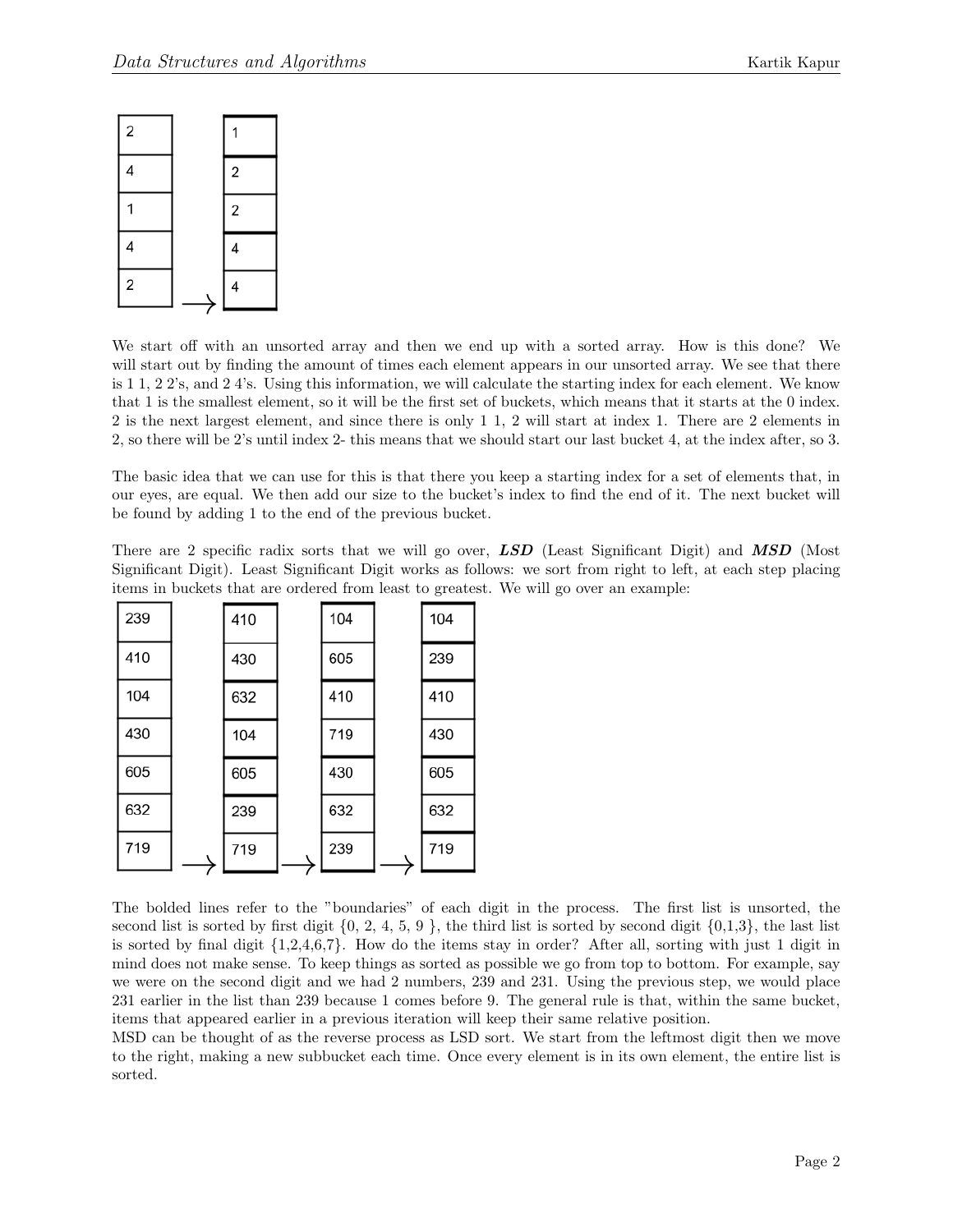| | | |
|---|---|---|
| 2 | → | 1 |
| 4 | | 2 |
| 1 | | 2 |
| 4 | | 4 |
| 2 | | 4 |

We start off with an unsorted array and then we end up with a sorted array. How is this done? We will start out by finding the amount of times each element appears in our unsorted array. We see that there is 1 1, 2 2's, and 2 4's. Using this information, we will calculate the starting index for each element. We know that 1 is the smallest element, so it will be the first set of buckets, which means that it starts at the 0 index. 2 is the next largest element, and since there is only 1 1, 2 will start at index 1. There are 2 elements in 2, so there will be 2's until index 2- this means that we should start our last bucket 4, at the index after, so 3.

The basic idea that we can use for this is that there you keep a starting index for a set of elements that, in our eyes, are equal. We then add our size to the bucket's index to find the end of it. The next bucket will be found by adding 1 to the end of the previous bucket.

There are 2 specific radix sorts that we will go over, ***LSD*** (Least Significant Digit) and ***MSD*** (Most Significant Digit). Least Significant Digit works as follows: we sort from right to left, at each step placing items in buckets that are ordered from least to greatest. We will go over an example:

| Unsorted | → | Step 1 | → | Step 2 | → | Step 3 |
|---|---|---|---|---|---|---|
| 239 | | 410 | | 104 | | 104 |
| 410 | | 430 | | 605 | | 239 |
| 104 | | 632 | | 410 | | 410 |
| 430 | | 104 | | 719 | | 430 |
| 605 | | 605 | | 430 | | 605 |
| 632 | | 239 | | 632 | | 632 |
| 719 | | 719 | | 239 | | 719 |

The bolded lines refer to the "boundaries" of each digit in the process. The first list is unsorted, the second list is sorted by first digit {0, 2, 4, 5, 9 }, the third list is sorted by second digit {0,1,3}, the last list is sorted by final digit {1,2,4,6,7}. How do the items stay in order? After all, sorting with just 1 digit in mind does not make sense. To keep things as sorted as possible we go from top to bottom. For example, say we were on the second digit and we had 2 numbers, 239 and 231. Using the previous step, we would place 231 earlier in the list than 239 because 1 comes before 9. The general rule is that, within the same bucket, items that appeared earlier in a previous iteration will keep their same relative position.

MSD can be thought of as the reverse process as LSD sort. We start from the leftmost digit then we move to the right, making a new subbucket each time. Once every element is in its own element, the entire list is sorted.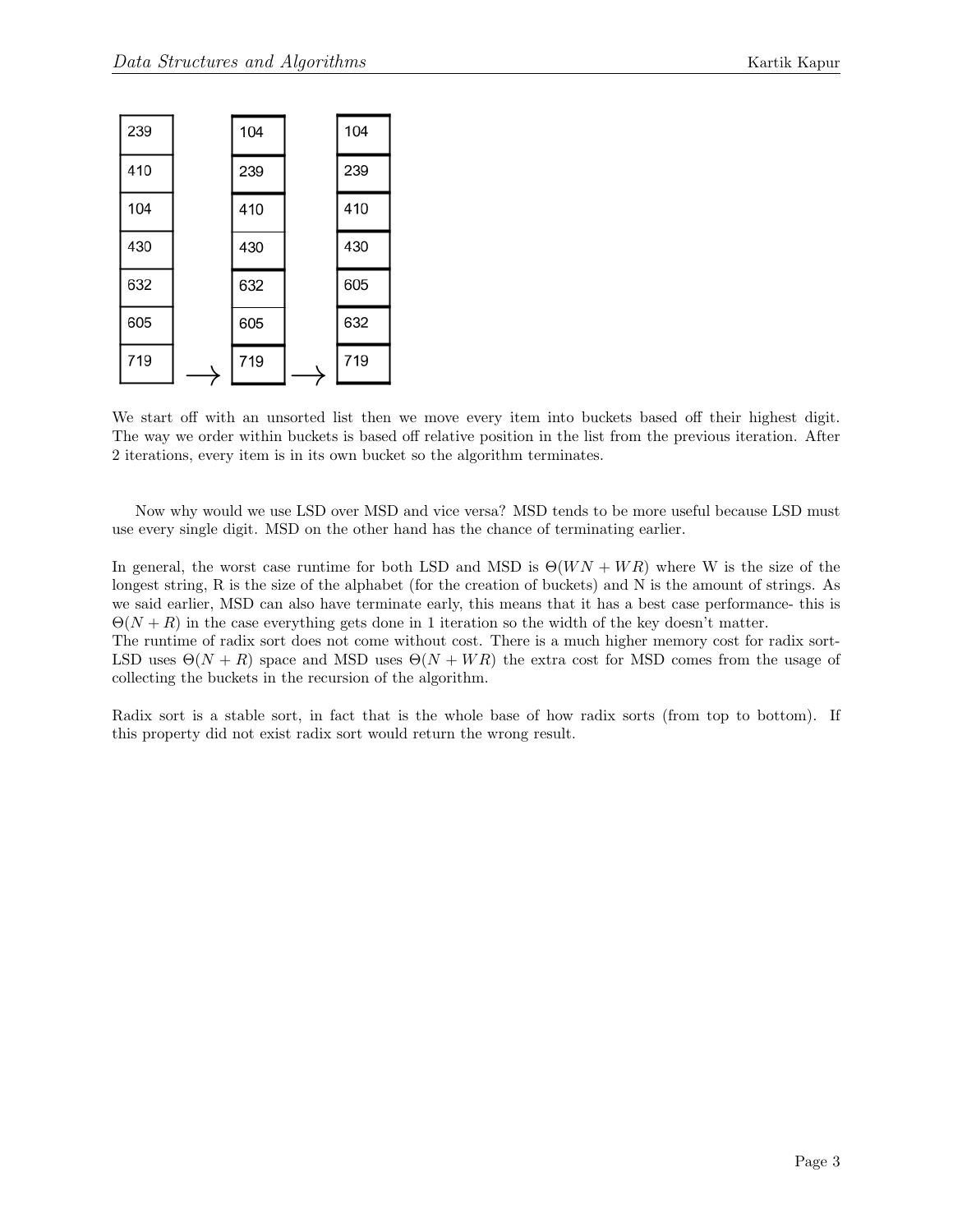239
410
104
430
632
605
719
→

104
239
410
430
632
605
719
→

104
239
410
430
605
632
719

We start off with an unsorted list then we move every item into buckets based off their highest digit. The way we order within buckets is based off relative position in the list from the previous iteration. After 2 iterations, every item is in its own bucket so the algorithm terminates.

Now why would we use LSD over MSD and vice versa? MSD tends to be more useful because LSD must use every single digit. MSD on the other hand has the chance of terminating earlier.

In general, the worst case runtime for both LSD and MSD is $\Theta(WN + WR)$ where W is the size of the longest string, R is the size of the alphabet (for the creation of buckets) and N is the amount of strings. As we said earlier, MSD can also have terminate early, this means that it has a best case performance- this is $\Theta(N + R)$ in the case everything gets done in 1 iteration so the width of the key doesn't matter.
The runtime of radix sort does not come without cost. There is a much higher memory cost for radix sort- LSD uses $\Theta(N + R)$ space and MSD uses $\Theta(N + WR)$ the extra cost for MSD comes from the usage of collecting the buckets in the recursion of the algorithm.

Radix sort is a stable sort, in fact that is the whole base of how radix sorts (from top to bottom). If this property did not exist radix sort would return the wrong result.